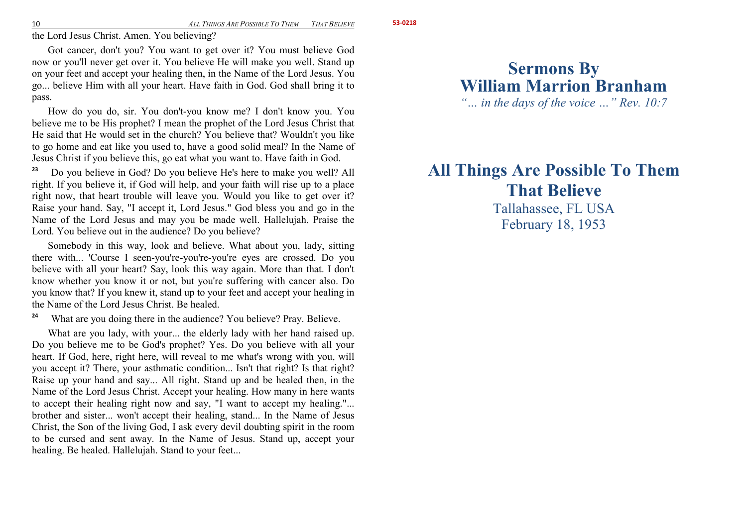the Lord Jesus Christ. Amen. You believing?

Got cancer, don't you? You want to get over it? You must believe God now or you'll never get over it. You believe He will make you well. Stand up on your feet and accept your healing then, in the Name of the Lord Jesus. You go... believe Him with all your heart. Have faith in God. God shall bring it to pass.

How do you do, sir. You don't-you know me? I don't know you. You believe me to be His prophet? I mean the prophet of the Lord Jesus Christ that He said that He would set in the church? You believe that? Wouldn't you like to go home and eat like you used to, have a good solid meal? In the Name of Jesus Christ if you believe this, go eat what you want to. Have faith in God.

**23** Do you believe in God? Do you believe He's here to make you well? All right. If you believe it, if God will help, and your faith will rise up to a place right now, that heart trouble will leave you. Would you like to get over it? Raise your hand. Say, "I accept it, Lord Jesus." God bless you and go in the Name of the Lord Jesus and may you be made well. Hallelujah. Praise the Lord. You believe out in the audience? Do you believe?

Somebody in this way, look and believe. What about you, lady, sitting there with... 'Course I seen-you're-you're-you're eyes are crossed. Do you believe with all your heart? Say, look this way again. More than that. I don't know whether you know it or not, but you're suffering with cancer also. Do you know that? If you knew it, stand up to your feet and accept your healing in the Name of the Lord Jesus Christ. Be healed.

**24** What are you doing there in the audience? You believe? Pray. Believe.

What are you lady, with your... the elderly lady with her hand raised up. Do you believe me to be God's prophet? Yes. Do you believe with all your heart. If God, here, right here, will reveal to me what's wrong with you, will you accept it? There, your asthmatic condition... Isn't that right? Is that right? Raise up your hand and say... All right. Stand up and be healed then, in the Name of the Lord Jesus Christ. Accept your healing. How many in here wants to accept their healing right now and say, "I want to accept my healing."... brother and sister... won't accept their healing, stand... In the Name of Jesus Christ, the Son of the living God, I ask every devil doubting spirit in the room to be cursed and sent away. In the Name of Jesus. Stand up, accept your healing. Be healed. Hallelujah. Stand to your feet...

53-0218

# Sermons By William Marrion Branham

*"… in the days of the voice …" Rev. 10:7*

# All Things Are Possible To Them That Believe

Tallahassee, FL USA

February 18, 1953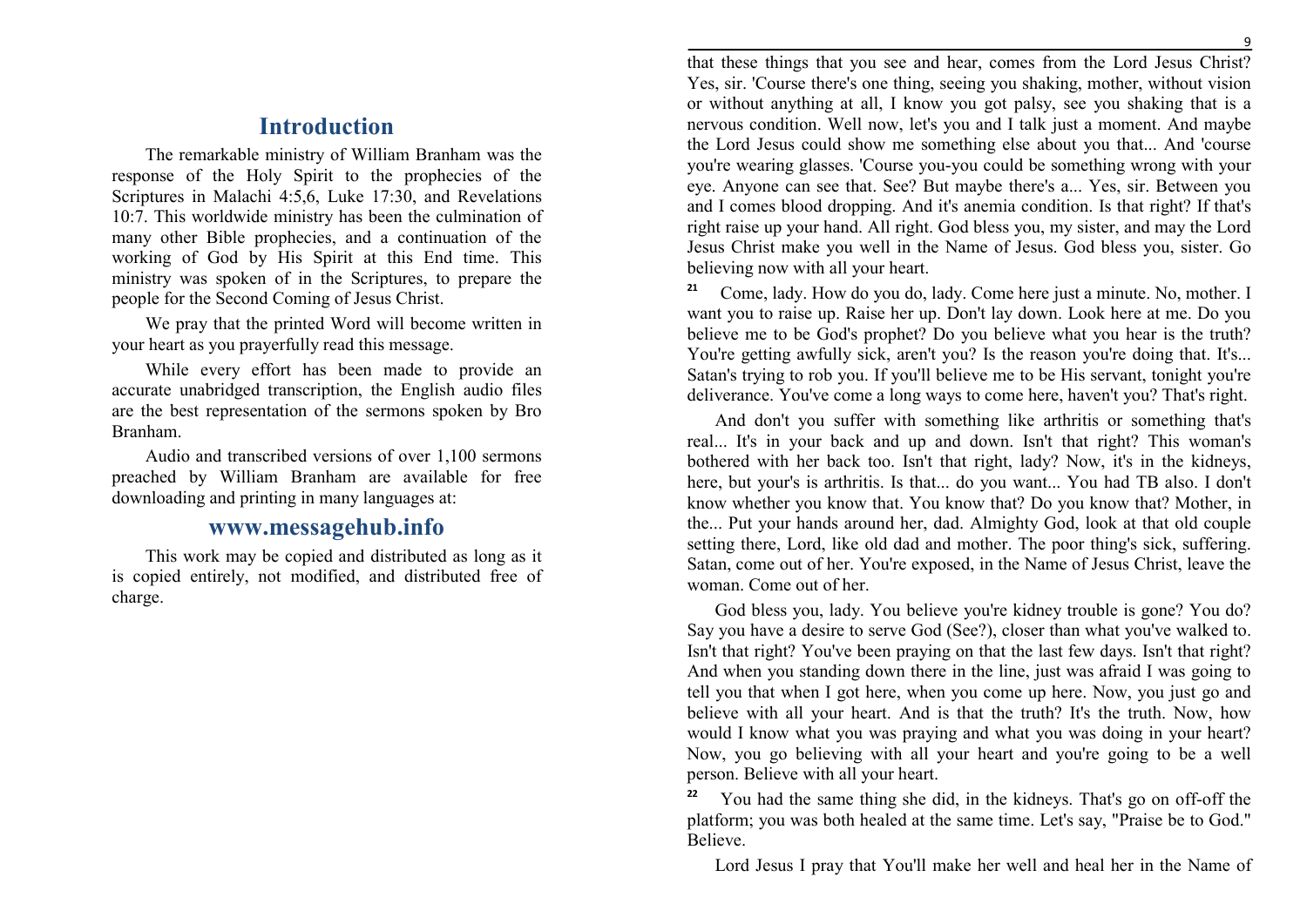## Introduction

The remarkable ministry of William Branham was the response of the Holy Spirit to the prophecies of the Scriptures in Malachi 4:5,6, Luke 17:30, and Revelations 10:7. This worldwide ministry has been the culmination of many other Bible prophecies, and a continuation of the working of God by His Spirit at this End time. This ministry was spoken of in the Scriptures, to prepare the people for the Second Coming of Jesus Christ.

We pray that the printed Word will become written in your heart as you prayerfully read this message.

While every effort has been made to provide an accurate unabridged transcription, the English audio files are the best representation of the sermons spoken by Bro Branham.

Audio and transcribed versions of over 1,100 sermons preached by William Branham are available for free downloading and printing in many languages at:

## www.messagehub.info

This work may be copied and distributed as long as it is copied entirely, not modified, and distributed free of charge.

that these things that you see and hear, comes from the Lord Jesus Christ? Yes, sir. 'Course there's one thing, seeing you shaking, mother, without vision or without anything at all, I know you got palsy, see you shaking that is a nervous condition. Well now, let's you and I talk just a moment. And maybe the Lord Jesus could show me something else about you that... And 'course you're wearing glasses. 'Course you-you could be something wrong with your eye. Anyone can see that. See? But maybe there's a... Yes, sir. Between you and I comes blood dropping. And it's anemia condition. Is that right? If that's right raise up your hand. All right. God bless you, my sister, and may the Lord Jesus Christ make you well in the Name of Jesus. God bless you, sister. Go believing now with all your heart.

**21** Come, lady. How do you do, lady. Come here just a minute. No, mother. I want you to raise up. Raise her up. Don't lay down. Look here at me. Do you believe me to be God's prophet? Do you believe what you hear is the truth? You're getting awfully sick, aren't you? Is the reason you're doing that. It's... Satan's trying to rob you. If you'll believe me to be His servant, tonight you're deliverance. You've come a long ways to come here, haven't you? That's right.

And don't you suffer with something like arthritis or something that's real... It's in your back and up and down. Isn't that right? This woman's bothered with her back too. Isn't that right, lady? Now, it's in the kidneys, here, but your's is arthritis. Is that... do you want... You had TB also. I don't know whether you know that. You know that? Do you know that? Mother, in the... Put your hands around her, dad. Almighty God, look at that old couple setting there, Lord, like old dad and mother. The poor thing's sick, suffering. Satan, come out of her. You're exposed, in the Name of Jesus Christ, leave the woman. Come out of her.

God bless you, lady. You believe you're kidney trouble is gone? You do? Say you have a desire to serve God (See?), closer than what you've walked to. Isn't that right? You've been praying on that the last few days. Isn't that right? And when you standing down there in the line, just was afraid I was going to tell you that when I got here, when you come up here. Now, you just go and believe with all your heart. And is that the truth? It's the truth. Now, how would I know what you was praying and what you was doing in your heart? Now, you go believing with all your heart and you're going to be a well person. Believe with all your heart.

**22** You had the same thing she did, in the kidneys. That's go on off-off the platform; you was both healed at the same time. Let's say, "Praise be to God." Believe.

Lord Jesus I pray that You'll make her well and heal her in the Name of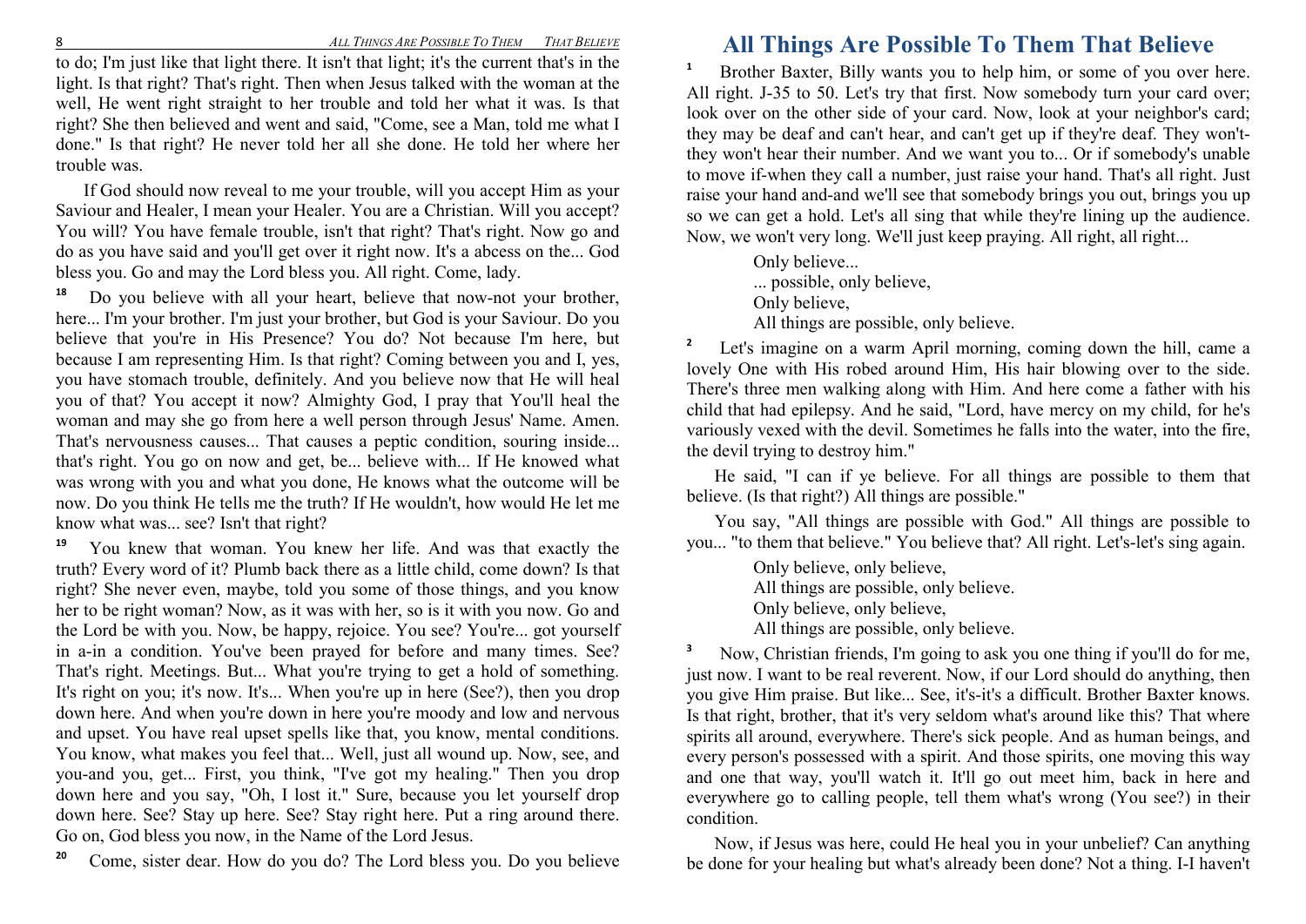to do; I'm just like that light there. It isn't that light; it's the current that's in the light. Is that right? That's right. Then when Jesus talked with the woman at the well, He went right straight to her trouble and told her what it was. Is that right? She then believed and went and said, "Come, see a Man, told me what I done." Is that right? He never told her all she done. He told her where her trouble was.

If God should now reveal to me your trouble, will you accept Him as your Saviour and Healer, I mean your Healer. You are a Christian. Will you accept? You will? You have female trouble, isn't that right? That's right. Now go and do as you have said and you'll get over it right now. It's a abcess on the... God bless you. Go and may the Lord bless you. All right. Come, lady.

18 Do you believe with all your heart, believe that now-not your brother, here... I'm your brother. I'm just your brother, but God is your Saviour. Do you believe that you're in His Presence? You do? Not because I'm here, but because I am representing Him. Is that right? Coming between you and I, yes, you have stomach trouble, definitely. And you believe now that He will heal you of that? You accept it now? Almighty God, I pray that You'll heal the woman and may she go from here a well person through Jesus' Name. Amen. That's nervousness causes... That causes a peptic condition, souring inside... that's right. You go on now and get, be... believe with... If He knowed what was wrong with you and what you done, He knows what the outcome will be now. Do you think He tells me the truth? If He wouldn't, how would He let me know what was... see? Isn't that right?

19 You knew that woman. You knew her life. And was that exactly the truth? Every word of it? Plumb back there as a little child, come down? Is that right? She never even, maybe, told you some of those things, and you know her to be right woman? Now, as it was with her, so is it with you now. Go and the Lord be with you. Now, be happy, rejoice. You see? You're... got yourself in a-in a condition. You've been prayed for before and many times. See? That's right. Meetings. But... What you're trying to get a hold of something. It's right on you; it's now. It's... When you're up in here (See?), then you drop down here. And when you're down in here you're moody and low and nervous and upset. You have real upset spells like that, you know, mental conditions. You know, what makes you feel that... Well, just all wound up. Now, see, and you-and you, get... First, you think, "I've got my healing." Then you drop down here and you say, "Oh, I lost it." Sure, because you let yourself drop down here. See? Stay up here. See? Stay right here. Put a ring around there. Go on, God bless you now, in the Name of the Lord Jesus.

20 Come, sister dear. How do you do? The Lord bless you. Do you believe

# All Things Are Possible To Them That Believe

1 Brother Baxter, Billy wants you to help him, or some of you over here. All right. J-35 to 50. Let's try that first. Now somebody turn your card over; look over on the other side of your card. Now, look at your neighbor's card; they may be deaf and can't hear, and can't get up if they're deaf. They won't-they won't hear their number. And we want you to... Or if somebody's unable to move if-when they call a number, just raise your hand. That's all right. Just raise your hand and-and we'll see that somebody brings you out, brings you up so we can get a hold. Let's all sing that while they're lining up the audience. Now, we won't very long. We'll just keep praying. All right, all right...

> Only believe...
> ... possible, only believe,
> Only believe,
> All things are possible, only believe.

2 Let's imagine on a warm April morning, coming down the hill, came a lovely One with His robed around Him, His hair blowing over to the side. There's three men walking along with Him. And here come a father with his child that had epilepsy. And he said, "Lord, have mercy on my child, for he's variously vexed with the devil. Sometimes he falls into the water, into the fire, the devil trying to destroy him."

He said, "I can if ye believe. For all things are possible to them that believe. (Is that right?) All things are possible."

You say, "All things are possible with God." All things are possible to you... "to them that believe." You believe that? All right. Let's-let's sing again.

> Only believe, only believe,
> All things are possible, only believe.
> Only believe, only believe,
> All things are possible, only believe.

3 Now, Christian friends, I'm going to ask you one thing if you'll do for me, just now. I want to be real reverent. Now, if our Lord should do anything, then you give Him praise. But like... See, it's-it's a difficult. Brother Baxter knows. Is that right, brother, that it's very seldom what's around like this? That where spirits all around, everywhere. There's sick people. And as human beings, and every person's possessed with a spirit. And those spirits, one moving this way and one that way, you'll watch it. It'll go out meet him, back in here and everywhere go to calling people, tell them what's wrong (You see?) in their condition.

Now, if Jesus was here, could He heal you in your unbelief? Can anything be done for your healing but what's already been done? Not a thing. I-I haven't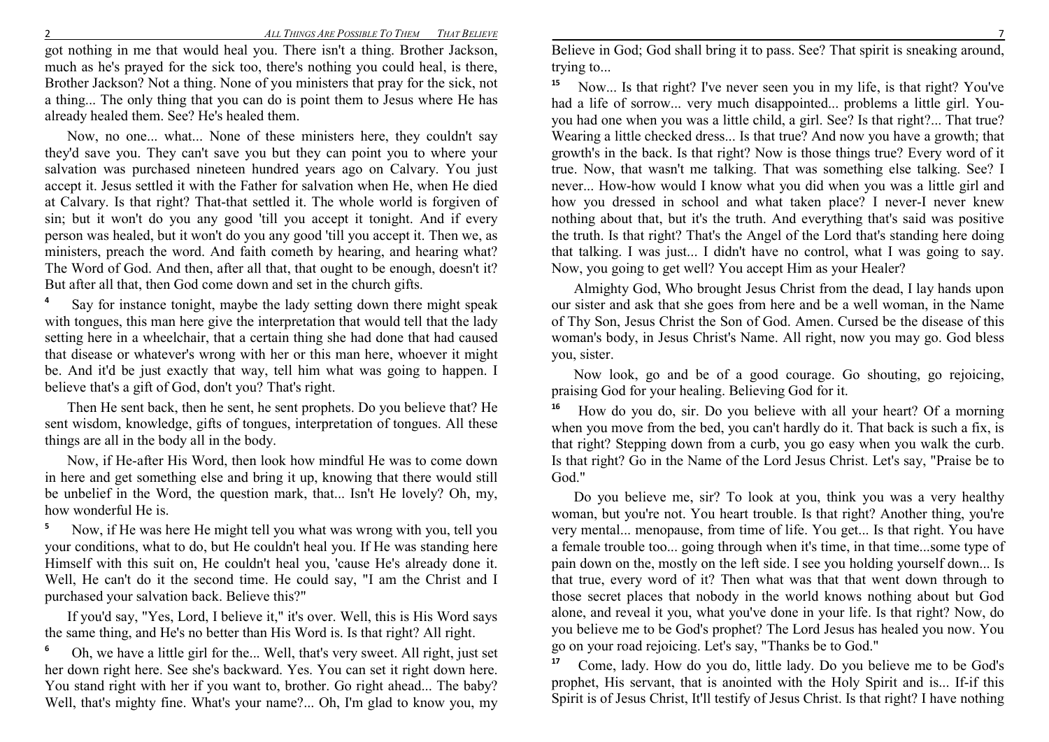got nothing in me that would heal you. There isn't a thing. Brother Jackson, much as he's prayed for the sick too, there's nothing you could heal, is there, Brother Jackson? Not a thing. None of you ministers that pray for the sick, not a thing... The only thing that you can do is point them to Jesus where He has already healed them. See? He's healed them.

Now, no one... what... None of these ministers here, they couldn't say they'd save you. They can't save you but they can point you to where your salvation was purchased nineteen hundred years ago on Calvary. You just accept it. Jesus settled it with the Father for salvation when He, when He died at Calvary. Is that right? That-that settled it. The whole world is forgiven of sin; but it won't do you any good 'till you accept it tonight. And if every person was healed, but it won't do you any good 'till you accept it. Then we, as ministers, preach the word. And faith cometh by hearing, and hearing what? The Word of God. And then, after all that, that ought to be enough, doesn't it? But after all that, then God come down and set in the church gifts.

**4** Say for instance tonight, maybe the lady setting down there might speak with tongues, this man here give the interpretation that would tell that the lady setting here in a wheelchair, that a certain thing she had done that had caused that disease or whatever's wrong with her or this man here, whoever it might be. And it'd be just exactly that way, tell him what was going to happen. I believe that's a gift of God, don't you? That's right.

Then He sent back, then he sent, he sent prophets. Do you believe that? He sent wisdom, knowledge, gifts of tongues, interpretation of tongues. All these things are all in the body all in the body.

Now, if He-after His Word, then look how mindful He was to come down in here and get something else and bring it up, knowing that there would still be unbelief in the Word, the question mark, that... Isn't He lovely? Oh, my, how wonderful He is.

**5** Now, if He was here He might tell you what was wrong with you, tell you your conditions, what to do, but He couldn't heal you. If He was standing here Himself with this suit on, He couldn't heal you, 'cause He's already done it. Well, He can't do it the second time. He could say, "I am the Christ and I purchased your salvation back. Believe this?"

If you'd say, "Yes, Lord, I believe it," it's over. Well, this is His Word says the same thing, and He's no better than His Word is. Is that right? All right.

**6** Oh, we have a little girl for the... Well, that's very sweet. All right, just set her down right here. See she's backward. Yes. You can set it right down here. You stand right with her if you want to, brother. Go right ahead... The baby? Well, that's mighty fine. What's your name?... Oh, I'm glad to know you, my

Believe in God; God shall bring it to pass. See? That spirit is sneaking around, trying to...

**15** Now... Is that right? I've never seen you in my life, is that right? You've had a life of sorrow... very much disappointed... problems a little girl. You-you had one when you was a little child, a girl. See? Is that right?... That true? Wearing a little checked dress... Is that true? And now you have a growth; that growth's in the back. Is that right? Now is those things true? Every word of it true. Now, that wasn't me talking. That was something else talking. See? I never... How-how would I know what you did when you was a little girl and how you dressed in school and what taken place? I never-I never knew nothing about that, but it's the truth. And everything that's said was positive the truth. Is that right? That's the Angel of the Lord that's standing here doing that talking. I was just... I didn't have no control, what I was going to say. Now, you going to get well? You accept Him as your Healer?

Almighty God, Who brought Jesus Christ from the dead, I lay hands upon our sister and ask that she goes from here and be a well woman, in the Name of Thy Son, Jesus Christ the Son of God. Amen. Cursed be the disease of this woman's body, in Jesus Christ's Name. All right, now you may go. God bless you, sister.

Now look, go and be of a good courage. Go shouting, go rejoicing, praising God for your healing. Believing God for it.

**16** How do you do, sir. Do you believe with all your heart? Of a morning when you move from the bed, you can't hardly do it. That back is such a fix, is that right? Stepping down from a curb, you go easy when you walk the curb. Is that right? Go in the Name of the Lord Jesus Christ. Let's say, "Praise be to God."

Do you believe me, sir? To look at you, think you was a very healthy woman, but you're not. You heart trouble. Is that right? Another thing, you're very mental... menopause, from time of life. You get... Is that right. You have a female trouble too... going through when it's time, in that time...some type of pain down on the, mostly on the left side. I see you holding yourself down... Is that true, every word of it? Then what was that that went down through to those secret places that nobody in the world knows nothing about but God alone, and reveal it you, what you've done in your life. Is that right? Now, do you believe me to be God's prophet? The Lord Jesus has healed you now. You go on your road rejoicing. Let's say, "Thanks be to God."

**17** Come, lady. How do you do, little lady. Do you believe me to be God's prophet, His servant, that is anointed with the Holy Spirit and is... If-if this Spirit is of Jesus Christ, It'll testify of Jesus Christ. Is that right? I have nothing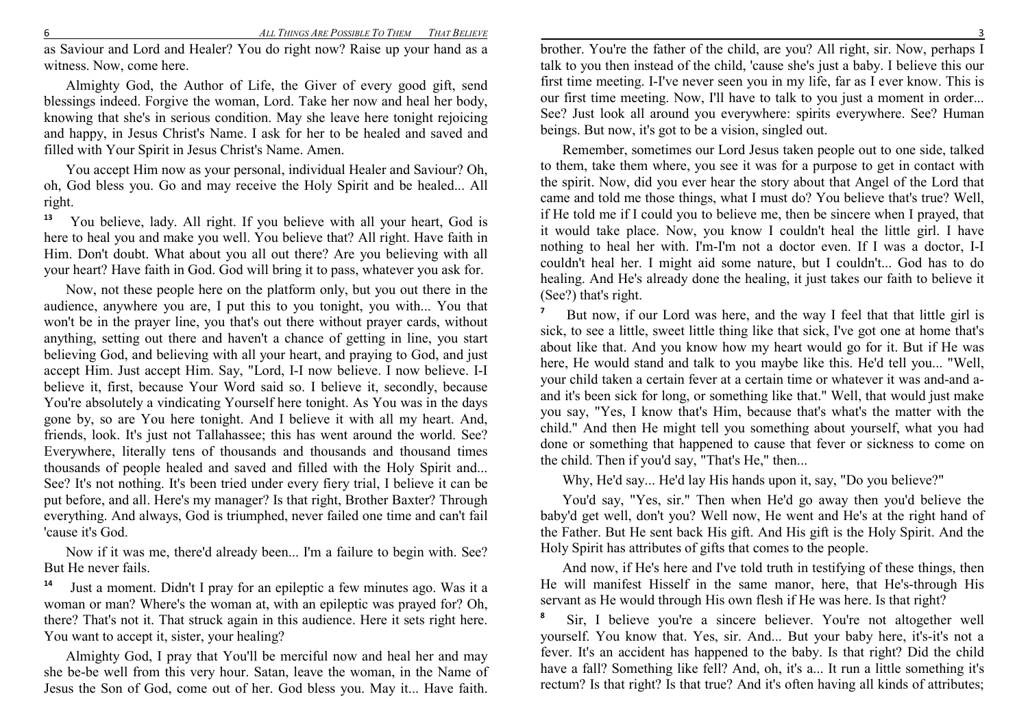as Saviour and Lord and Healer? You do right now? Raise up your hand as a witness. Now, come here.

Almighty God, the Author of Life, the Giver of every good gift, send blessings indeed. Forgive the woman, Lord. Take her now and heal her body, knowing that she's in serious condition. May she leave here tonight rejoicing and happy, in Jesus Christ's Name. I ask for her to be healed and saved and filled with Your Spirit in Jesus Christ's Name. Amen.

You accept Him now as your personal, individual Healer and Saviour? Oh, oh, God bless you. Go and may receive the Holy Spirit and be healed... All right.

**13** You believe, lady. All right. If you believe with all your heart, God is here to heal you and make you well. You believe that? All right. Have faith in Him. Don't doubt. What about you all out there? Are you believing with all your heart? Have faith in God. God will bring it to pass, whatever you ask for.

Now, not these people here on the platform only, but you out there in the audience, anywhere you are, I put this to you tonight, you with... You that won't be in the prayer line, you that's out there without prayer cards, without anything, setting out there and haven't a chance of getting in line, you start believing God, and believing with all your heart, and praying to God, and just accept Him. Just accept Him. Say, "Lord, I-I now believe. I now believe. I-I believe it, first, because Your Word said so. I believe it, secondly, because You're absolutely a vindicating Yourself here tonight. As You was in the days gone by, so are You here tonight. And I believe it with all my heart. And, friends, look. It's just not Tallahassee; this has went around the world. See? Everywhere, literally tens of thousands and thousands and thousand times thousands of people healed and saved and filled with the Holy Spirit and... See? It's not nothing. It's been tried under every fiery trial, I believe it can be put before, and all. Here's my manager? Is that right, Brother Baxter? Through everything. And always, God is triumphed, never failed one time and can't fail 'cause it's God.

Now if it was me, there'd already been... I'm a failure to begin with. See? But He never fails.

**14** Just a moment. Didn't I pray for an epileptic a few minutes ago. Was it a woman or man? Where's the woman at, with an epileptic was prayed for? Oh, there? That's not it. That struck again in this audience. Here it sets right here. You want to accept it, sister, your healing?

Almighty God, I pray that You'll be merciful now and heal her and may she be-be well from this very hour. Satan, leave the woman, in the Name of Jesus the Son of God, come out of her. God bless you. May it... Have faith.

brother. You're the father of the child, are you? All right, sir. Now, perhaps I talk to you then instead of the child, 'cause she's just a baby. I believe this our first time meeting. I-I've never seen you in my life, far as I ever know. This is our first time meeting. Now, I'll have to talk to you just a moment in order... See? Just look all around you everywhere: spirits everywhere. See? Human beings. But now, it's got to be a vision, singled out.

Remember, sometimes our Lord Jesus taken people out to one side, talked to them, take them where, you see it was for a purpose to get in contact with the spirit. Now, did you ever hear the story about that Angel of the Lord that came and told me those things, what I must do? You believe that's true? Well, if He told me if I could you to believe me, then be sincere when I prayed, that it would take place. Now, you know I couldn't heal the little girl. I have nothing to heal her with. I'm-I'm not a doctor even. If I was a doctor, I-I couldn't heal her. I might aid some nature, but I couldn't... God has to do healing. And He's already done the healing, it just takes our faith to believe it (See?) that's right.

**7** But now, if our Lord was here, and the way I feel that that little girl is sick, to see a little, sweet little thing like that sick, I've got one at home that's about like that. And you know how my heart would go for it. But if He was here, He would stand and talk to you maybe like this. He'd tell you... "Well, your child taken a certain fever at a certain time or whatever it was and-and a-and it's been sick for long, or something like that." Well, that would just make you say, "Yes, I know that's Him, because that's what's the matter with the child." And then He might tell you something about yourself, what you had done or something that happened to cause that fever or sickness to come on the child. Then if you'd say, "That's He," then...

Why, He'd say... He'd lay His hands upon it, say, "Do you believe?"

You'd say, "Yes, sir." Then when He'd go away then you'd believe the baby'd get well, don't you? Well now, He went and He's at the right hand of the Father. But He sent back His gift. And His gift is the Holy Spirit. And the Holy Spirit has attributes of gifts that comes to the people.

And now, if He's here and I've told truth in testifying of these things, then He will manifest Hisself in the same manor, here, that He's-through His servant as He would through His own flesh if He was here. Is that right?

**8** Sir, I believe you're a sincere believer. You're not altogether well yourself. You know that. Yes, sir. And... But your baby here, it's-it's not a fever. It's an accident has happened to the baby. Is that right? Did the child have a fall? Something like fell? And, oh, it's a... It run a little something it's rectum? Is that right? Is that true? And it's often having all kinds of attributes;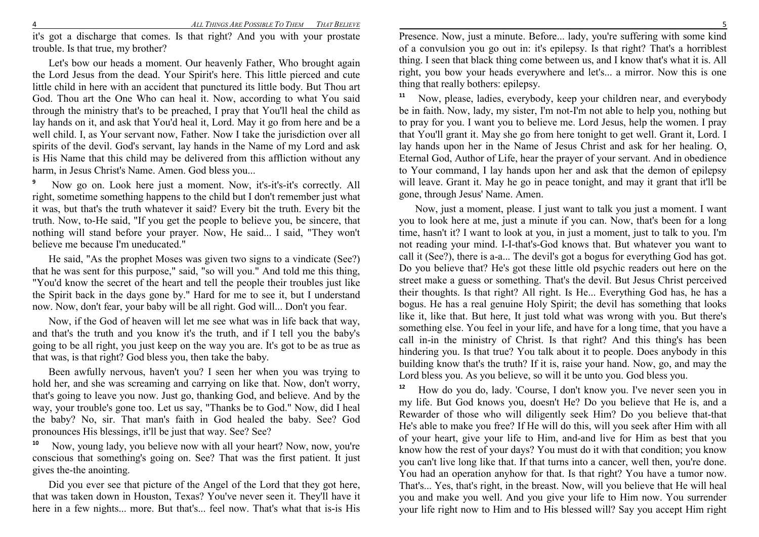it's got a discharge that comes. Is that right? And you with your prostate trouble. Is that true, my brother?

Let's bow our heads a moment. Our heavenly Father, Who brought again the Lord Jesus from the dead. Your Spirit's here. This little pierced and cute little child in here with an accident that punctured its little body. But Thou art God. Thou art the One Who can heal it. Now, according to what You said through the ministry that's to be preached, I pray that You'll heal the child as lay hands on it, and ask that You'd heal it, Lord. May it go from here and be a well child. I, as Your servant now, Father. Now I take the jurisdiction over all spirits of the devil. God's servant, lay hands in the Name of my Lord and ask is His Name that this child may be delivered from this affliction without any harm, in Jesus Christ's Name. Amen. God bless you...

**9** Now go on. Look here just a moment. Now, it's-it's-it's correctly. All right, sometime something happens to the child but I don't remember just what it was, but that's the truth whatever it said? Every bit the truth. Every bit the truth. Now, to-He said, "If you get the people to believe you, be sincere, that nothing will stand before your prayer. Now, He said... I said, "They won't believe me because I'm uneducated."

He said, "As the prophet Moses was given two signs to a vindicate (See?) that he was sent for this purpose," said, "so will you." And told me this thing, "You'd know the secret of the heart and tell the people their troubles just like the Spirit back in the days gone by." Hard for me to see it, but I understand now. Now, don't fear, your baby will be all right. God will... Don't you fear.

Now, if the God of heaven will let me see what was in life back that way, and that's the truth and you know it's the truth, and if I tell you the baby's going to be all right, you just keep on the way you are. It's got to be as true as that was, is that right? God bless you, then take the baby.

Been awfully nervous, haven't you? I seen her when you was trying to hold her, and she was screaming and carrying on like that. Now, don't worry, that's going to leave you now. Just go, thanking God, and believe. And by the way, your trouble's gone too. Let us say, "Thanks be to God." Now, did I heal the baby? No, sir. That man's faith in God healed the baby. See? God pronounces His blessings, it'll be just that way. See? See?

**10** Now, young lady, you believe now with all your heart? Now, now, you're conscious that something's going on. See? That was the first patient. It just gives the-the anointing.

Did you ever see that picture of the Angel of the Lord that they got here, that was taken down in Houston, Texas? You've never seen it. They'll have it here in a few nights... more. But that's... feel now. That's what that is-is His Presence. Now, just a minute. Before... lady, you're suffering with some kind of a convulsion you go out in: it's epilepsy. Is that right? That's a horriblest thing. I seen that black thing come between us, and I know that's what it is. All right, you bow your heads everywhere and let's... a mirror. Now this is one thing that really bothers: epilepsy.

**11** Now, please, ladies, everybody, keep your children near, and everybody be in faith. Now, lady, my sister, I'm not-I'm not able to help you, nothing but to pray for you. I want you to believe me. Lord Jesus, help the women. I pray that You'll grant it. May she go from here tonight to get well. Grant it, Lord. I lay hands upon her in the Name of Jesus Christ and ask for her healing. O, Eternal God, Author of Life, hear the prayer of your servant. And in obedience to Your command, I lay hands upon her and ask that the demon of epilepsy will leave. Grant it. May he go in peace tonight, and may it grant that it'll be gone, through Jesus' Name. Amen.

Now, just a moment, please. I just want to talk you just a moment. I want you to look here at me, just a minute if you can. Now, that's been for a long time, hasn't it? I want to look at you, in just a moment, just to talk to you. I'm not reading your mind. I-I-that's-God knows that. But whatever you want to call it (See?), there is a-a... The devil's got a bogus for everything God has got. Do you believe that? He's got these little old psychic readers out here on the street make a guess or something. That's the devil. But Jesus Christ perceived their thoughts. Is that right? All right. Is He... Everything God has, he has a bogus. He has a real genuine Holy Spirit; the devil has something that looks like it, like that. But here, It just told what was wrong with you. But there's something else. You feel in your life, and have for a long time, that you have a call in-in the ministry of Christ. Is that right? And this thing's has been hindering you. Is that true? You talk about it to people. Does anybody in this building know that's the truth? If it is, raise your hand. Now, go, and may the Lord bless you. As you believe, so will it be unto you. God bless you.

**12** How do you do, lady. 'Course, I don't know you. I've never seen you in my life. But God knows you, doesn't He? Do you believe that He is, and a Rewarder of those who will diligently seek Him? Do you believe that-that He's able to make you free? If He will do this, will you seek after Him with all of your heart, give your life to Him, and-and live for Him as best that you know how the rest of your days? You must do it with that condition; you know you can't live long like that. If that turns into a cancer, well then, you're done. You had an operation anyhow for that. Is that right? You have a tumor now. That's... Yes, that's right, in the breast. Now, will you believe that He will heal you and make you well. And you give your life to Him now. You surrender your life right now to Him and to His blessed will? Say you accept Him right